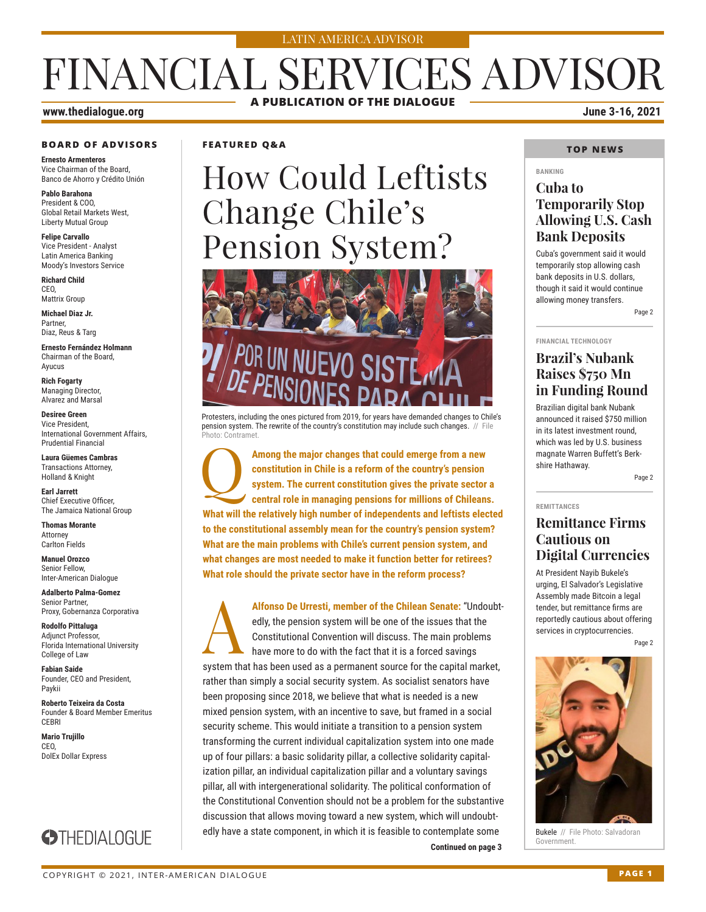LATIN AMERICA ADVISOR

# FINANCIAL SERVICES ADVISOR

**A PUBLICATION OF THE DIALOGUE**

**www.thedialogue.org**

**June 3-16, 2021**

## BOARD OF ADVISORS

**Ernesto Armenteros**
Vice Chairman of the Board, Banco de Ahorro y Crédito Unión

**Pablo Barahona**
President & COO, Global Retail Markets West, Liberty Mutual Group

**Felipe Carvallo**
Vice President - Analyst Latin America Banking Moody's Investors Service

**Richard Child**
CEO, Mattrix Group

**Michael Diaz Jr.**
Partner, Diaz, Reus & Targ

**Ernesto Fernández Holmann**
Chairman of the Board, Ayucus

**Rich Fogarty**
Managing Director, Alvarez and Marsal

**Desiree Green**
Vice President, International Government Affairs, Prudential Financial

**Laura Güemes Cambras**
Transactions Attorney, Holland & Knight

**Earl Jarrett**
Chief Executive Officer, The Jamaica National Group

**Thomas Morante**
Attorney Carlton Fields

**Manuel Orozco**
Senior Fellow, Inter-American Dialogue

**Adalberto Palma-Gomez**
Senior Partner, Proxy, Gobernanza Corporativa

**Rodolfo Pittaluga**
Adjunct Professor, Florida International University College of Law

**Fabian Saide**
Founder, CEO and President, Paykii

**Roberto Teixeira da Costa**
Founder & Board Member Emeritus CEBRI

**Mario Trujillo**
CEO, DolEx Dollar Express

THEDIALOGUE

## FEATURED Q&A

# How Could Leftists Change Chile's Pension System?

Protesters, including the ones pictured from 2019, for years have demanded changes to Chile's pension system. The rewrite of the country's constitution may include such changes. // File Photo: Contramet.

**Q: Among the major changes that could emerge from a new constitution in Chile is a reform of the country's pension system. The current constitution gives the private sector a central role in managing pensions for millions of Chileans. What will the relatively high number of independents and leftists elected to the constitutional assembly mean for the country's pension system? What are the main problems with Chile's current pension system, and what changes are most needed to make it function better for retirees? What role should the private sector have in the reform process?**

**A: Alfonso De Urresti, member of the Chilean Senate:** "Undoubtedly, the pension system will be one of the issues that the Constitutional Convention will discuss. The main problems have more to do with the fact that it is a forced savings system that has been used as a permanent source for the capital market, rather than simply a social security system. As socialist senators have been proposing since 2018, we believe that what is needed is a new mixed pension system, with an incentive to save, but framed in a social security scheme. This would initiate a transition to a pension system transforming the current individual capitalization system into one made up of four pillars: a basic solidarity pillar, a collective solidarity capitalization pillar, an individual capitalization pillar and a voluntary savings pillar, all with intergenerational solidarity. The political conformation of the Constitutional Convention should not be a problem for the substantive discussion that allows moving toward a new system, which will undoubtedly have a state component, in which it is feasible to contemplate some

**Continued on page 3**

## TOP NEWS

BANKING

### Cuba to Temporarily Stop Allowing U.S. Cash Bank Deposits

Cuba's government said it would temporarily stop allowing cash bank deposits in U.S. dollars, though it said it would continue allowing money transfers.

Page 2

FINANCIAL TECHNOLOGY

### Brazil's Nubank Raises $750 Mn in Funding Round

Brazilian digital bank Nubank announced it raised $750 million in its latest investment round, which was led by U.S. business magnate Warren Buffett's Berkshire Hathaway.

Page 2

REMITTANCES

### Remittance Firms Cautious on Digital Currencies

At President Nayib Bukele's urging, El Salvador's Legislative Assembly made Bitcoin a legal tender, but remittance firms are reportedly cautious about offering services in cryptocurrencies.

Page 2

Bukele // File Photo: Salvadoran Government.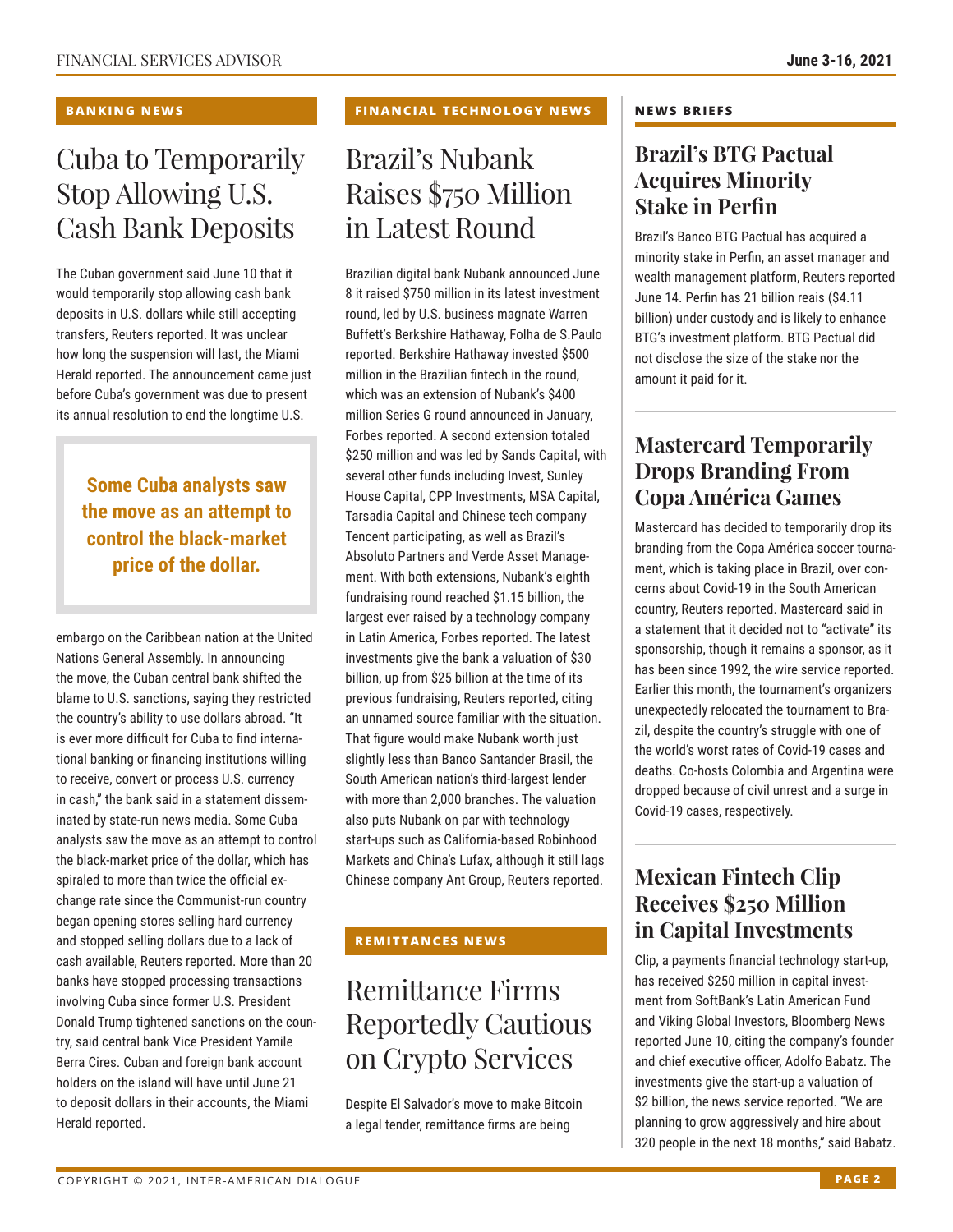## BANKING NEWS

# Cuba to Temporarily Stop Allowing U.S. Cash Bank Deposits

The Cuban government said June 10 that it would temporarily stop allowing cash bank deposits in U.S. dollars while still accepting transfers, Reuters reported. It was unclear how long the suspension will last, the Miami Herald reported. The announcement came just before Cuba's government was due to present its annual resolution to end the longtime U.S. embargo on the Caribbean nation at the United Nations General Assembly. In announcing the move, the Cuban central bank shifted the blame to U.S. sanctions, saying they restricted the country's ability to use dollars abroad. "It is ever more difficult for Cuba to find international banking or financing institutions willing to receive, convert or process U.S. currency in cash," the bank said in a statement disseminated by state-run news media. Some Cuba analysts saw the move as an attempt to control the black-market price of the dollar, which has spiraled to more than twice the official exchange rate since the Communist-run country began opening stores selling hard currency and stopped selling dollars due to a lack of cash available, Reuters reported. More than 20 banks have stopped processing transactions involving Cuba since former U.S. President Donald Trump tightened sanctions on the country, said central bank Vice President Yamile Berra Cires. Cuban and foreign bank account holders on the island will have until June 21 to deposit dollars in their accounts, the Miami Herald reported.

> **Some Cuba analysts saw the move as an attempt to control the black-market price of the dollar.**

## FINANCIAL TECHNOLOGY NEWS

# Brazil's Nubank Raises $750 Million in Latest Round

Brazilian digital bank Nubank announced June 8 it raised $750 million in its latest investment round, led by U.S. business magnate Warren Buffett's Berkshire Hathaway, Folha de S.Paulo reported. Berkshire Hathaway invested $500 million in the Brazilian fintech in the round, which was an extension of Nubank's $400 million Series G round announced in January, Forbes reported. A second extension totaled $250 million and was led by Sands Capital, with several other funds including Invest, Sunley House Capital, CPP Investments, MSA Capital, Tarsadia Capital and Chinese tech company Tencent participating, as well as Brazil's Absoluto Partners and Verde Asset Management. With both extensions, Nubank's eighth fundraising round reached $1.15 billion, the largest ever raised by a technology company in Latin America, Forbes reported. The latest investments give the bank a valuation of $30 billion, up from $25 billion at the time of its previous fundraising, Reuters reported, citing an unnamed source familiar with the situation. That figure would make Nubank worth just slightly less than Banco Santander Brasil, the South American nation's third-largest lender with more than 2,000 branches. The valuation also puts Nubank on par with technology start-ups such as California-based Robinhood Markets and China's Lufax, although it still lags Chinese company Ant Group, Reuters reported.

## REMITTANCES NEWS

# Remittance Firms Reportedly Cautious on Crypto Services

Despite El Salvador's move to make Bitcoin a legal tender, remittance firms are being

## NEWS BRIEFS

### Brazil's BTG Pactual Acquires Minority Stake in Perfin

Brazil's Banco BTG Pactual has acquired a minority stake in Perfin, an asset manager and wealth management platform, Reuters reported June 14. Perfin has 21 billion reais ($4.11 billion) under custody and is likely to enhance BTG's investment platform. BTG Pactual did not disclose the size of the stake nor the amount it paid for it.

### Mastercard Temporarily Drops Branding From Copa América Games

Mastercard has decided to temporarily drop its branding from the Copa América soccer tournament, which is taking place in Brazil, over concerns about Covid-19 in the South American country, Reuters reported. Mastercard said in a statement that it decided not to "activate" its sponsorship, though it remains a sponsor, as it has been since 1992, the wire service reported. Earlier this month, the tournament's organizers unexpectedly relocated the tournament to Brazil, despite the country's struggle with one of the world's worst rates of Covid-19 cases and deaths. Co-hosts Colombia and Argentina were dropped because of civil unrest and a surge in Covid-19 cases, respectively.

### Mexican Fintech Clip Receives $250 Million in Capital Investments

Clip, a payments financial technology start-up, has received $250 million in capital investment from SoftBank's Latin American Fund and Viking Global Investors, Bloomberg News reported June 10, citing the company's founder and chief executive officer, Adolfo Babatz. The investments give the start-up a valuation of $2 billion, the news service reported. "We are planning to grow aggressively and hire about 320 people in the next 18 months," said Babatz.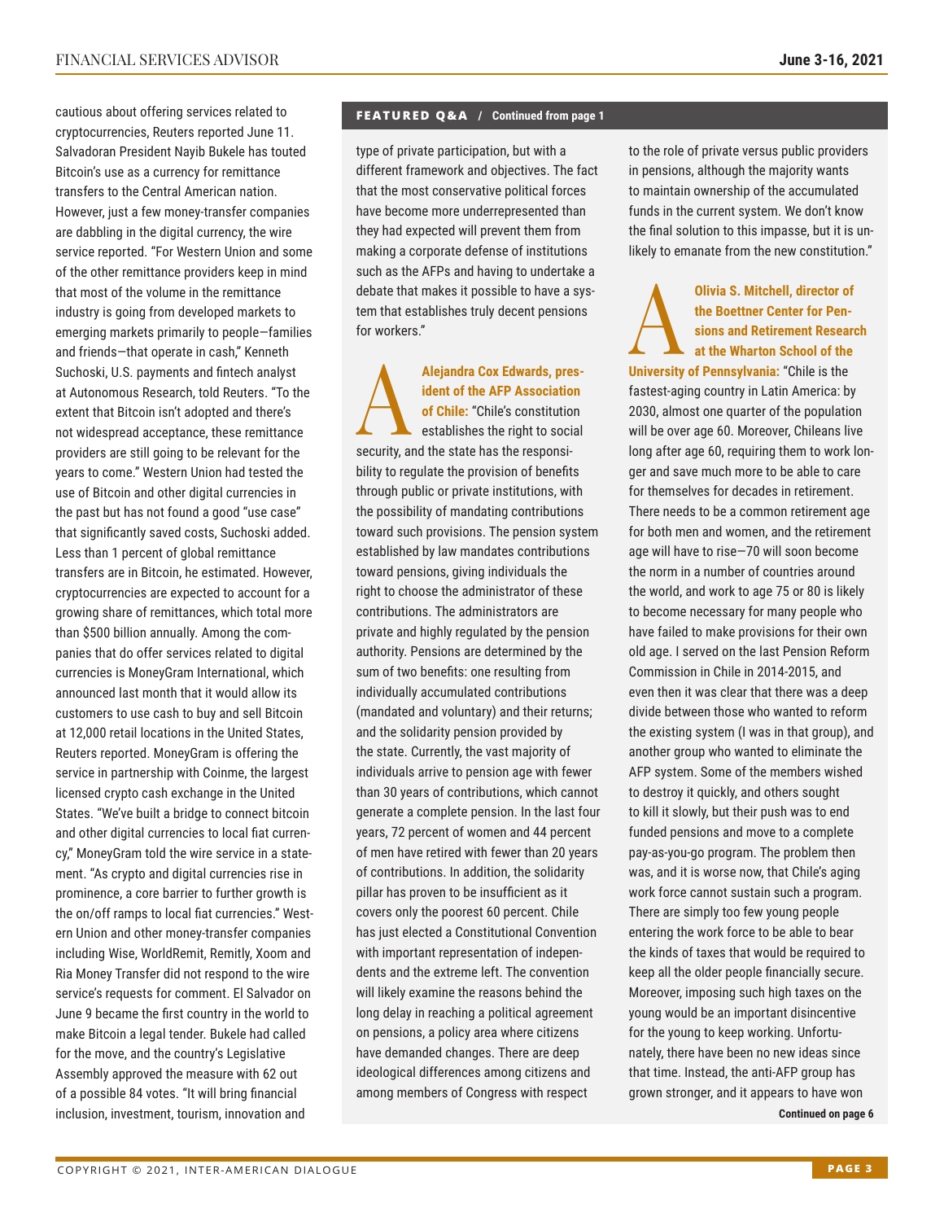cautious about offering services related to cryptocurrencies, Reuters reported June 11. Salvadoran President Nayib Bukele has touted Bitcoin's use as a currency for remittance transfers to the Central American nation. However, just a few money-transfer companies are dabbling in the digital currency, the wire service reported. "For Western Union and some of the other remittance providers keep in mind that most of the volume in the remittance industry is going from developed markets to emerging markets primarily to people—families and friends—that operate in cash," Kenneth Suchoski, U.S. payments and fintech analyst at Autonomous Research, told Reuters. "To the extent that Bitcoin isn't adopted and there's not widespread acceptance, these remittance providers are still going to be relevant for the years to come." Western Union had tested the use of Bitcoin and other digital currencies in the past but has not found a good "use case" that significantly saved costs, Suchoski added. Less than 1 percent of global remittance transfers are in Bitcoin, he estimated. However, cryptocurrencies are expected to account for a growing share of remittances, which total more than $500 billion annually. Among the companies that do offer services related to digital currencies is MoneyGram International, which announced last month that it would allow its customers to use cash to buy and sell Bitcoin at 12,000 retail locations in the United States, Reuters reported. MoneyGram is offering the service in partnership with Coinme, the largest licensed crypto cash exchange in the United States. "We've built a bridge to connect bitcoin and other digital currencies to local fiat currency," MoneyGram told the wire service in a statement. "As crypto and digital currencies rise in prominence, a core barrier to further growth is the on/off ramps to local fiat currencies." Western Union and other money-transfer companies including Wise, WorldRemit, Remitly, Xoom and Ria Money Transfer did not respond to the wire service's requests for comment. El Salvador on June 9 became the first country in the world to make Bitcoin a legal tender. Bukele had called for the move, and the country's Legislative Assembly approved the measure with 62 out of a possible 84 votes. "It will bring financial inclusion, investment, tourism, innovation and

**FEATURED Q&A / Continued from page 1**

type of private participation, but with a different framework and objectives. The fact that the most conservative political forces have become more underrepresented than they had expected will prevent them from making a corporate defense of institutions such as the AFPs and having to undertake a debate that makes it possible to have a system that establishes truly decent pensions for workers."

**A** **Alejandra Cox Edwards, president of the AFP Association of Chile:** "Chile's constitution establishes the right to social security, and the state has the responsibility to regulate the provision of benefits through public or private institutions, with the possibility of mandating contributions toward such provisions. The pension system established by law mandates contributions toward pensions, giving individuals the right to choose the administrator of these contributions. The administrators are private and highly regulated by the pension authority. Pensions are determined by the sum of two benefits: one resulting from individually accumulated contributions (mandated and voluntary) and their returns; and the solidarity pension provided by the state. Currently, the vast majority of individuals arrive to pension age with fewer than 30 years of contributions, which cannot generate a complete pension. In the last four years, 72 percent of women and 44 percent of men have retired with fewer than 20 years of contributions. In addition, the solidarity pillar has proven to be insufficient as it covers only the poorest 60 percent. Chile has just elected a Constitutional Convention with important representation of independents and the extreme left. The convention will likely examine the reasons behind the long delay in reaching a political agreement on pensions, a policy area where citizens have demanded changes. There are deep ideological differences among citizens and among members of Congress with respect to the role of private versus public providers in pensions, although the majority wants to maintain ownership of the accumulated funds in the current system. We don't know the final solution to this impasse, but it is unlikely to emanate from the new constitution."

**A** **Olivia S. Mitchell, director of the Boettner Center for Pensions and Retirement Research at the Wharton School of the University of Pennsylvania:** "Chile is the fastest-aging country in Latin America: by 2030, almost one quarter of the population will be over age 60. Moreover, Chileans live long after age 60, requiring them to work longer and save much more to be able to care for themselves for decades in retirement. There needs to be a common retirement age for both men and women, and the retirement age will have to rise—70 will soon become the norm in a number of countries around the world, and work to age 75 or 80 is likely to become necessary for many people who have failed to make provisions for their own old age. I served on the last Pension Reform Commission in Chile in 2014-2015, and even then it was clear that there was a deep divide between those who wanted to reform the existing system (I was in that group), and another group who wanted to eliminate the AFP system. Some of the members wished to destroy it quickly, and others sought to kill it slowly, but their push was to end funded pensions and move to a complete pay-as-you-go program. The problem then was, and it is worse now, that Chile's aging work force cannot sustain such a program. There are simply too few young people entering the work force to be able to bear the kinds of taxes that would be required to keep all the older people financially secure. Moreover, imposing such high taxes on the young would be an important disincentive for the young to keep working. Unfortunately, there have been no new ideas since that time. Instead, the anti-AFP group has grown stronger, and it appears to have won

**Continued on page 6**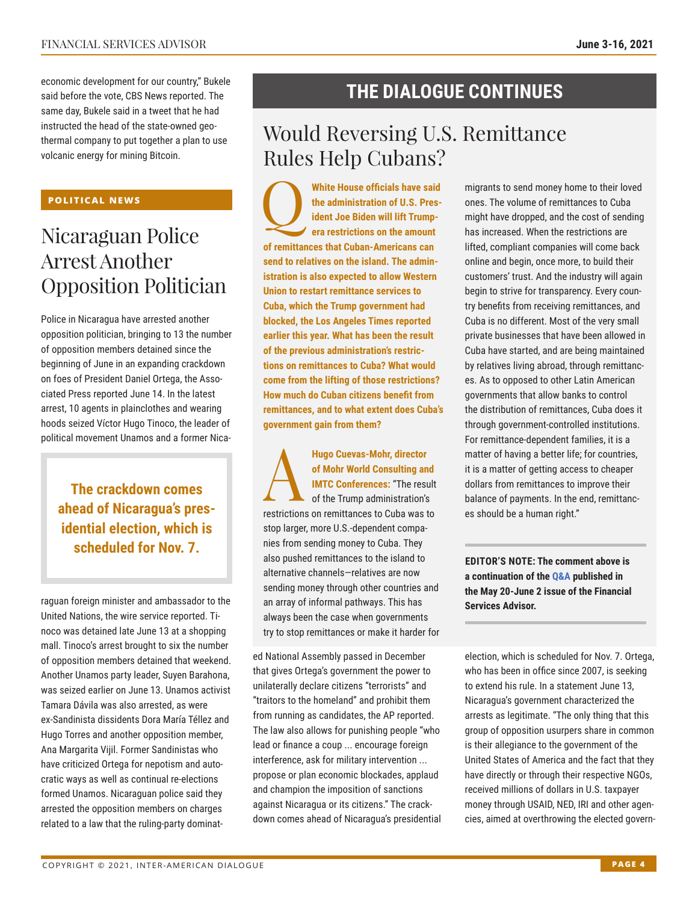economic development for our country," Bukele said before the vote, CBS News reported. The same day, Bukele said in a tweet that he had instructed the head of the state-owned geothermal company to put together a plan to use volcanic energy for mining Bitcoin.

**POLITICAL NEWS**

## Nicaraguan Police Arrest Another Opposition Politician

Police in Nicaragua have arrested another opposition politician, bringing to 13 the number of opposition members detained since the beginning of June in an expanding crackdown on foes of President Daniel Ortega, the Associated Press reported June 14. In the latest arrest, 10 agents in plainclothes and wearing hoods seized Víctor Hugo Tinoco, the leader of political movement Unamos and a former Nicaraguan foreign minister and ambassador to the United Nations, the wire service reported. Tinoco was detained late June 13 at a shopping mall. Tinoco's arrest brought to six the number of opposition members detained that weekend. Another Unamos party leader, Suyen Barahona, was seized earlier on June 13. Unamos activist Tamara Dávila was also arrested, as were ex-Sandinista dissidents Dora María Téllez and Hugo Torres and another opposition member, Ana Margarita Vijil. Former Sandinistas who have criticized Ortega for nepotism and autocratic ways as well as continual re-elections formed Unamos. Nicaraguan police said they arrested the opposition members on charges related to a law that the ruling-party dominated National Assembly passed in December that gives Ortega's government the power to unilaterally declare citizens "terrorists" and "traitors to the homeland" and prohibit them from running as candidates, the AP reported. The law also allows for punishing people "who lead or finance a coup ... encourage foreign interference, ask for military intervention ... propose or plan economic blockades, applaud and champion the imposition of sanctions against Nicaragua or its citizens." The crackdown comes ahead of Nicaragua's presidential election, which is scheduled for Nov. 7. Ortega, who has been in office since 2007, is seeking to extend his rule. In a statement June 13, Nicaragua's government characterized the arrests as legitimate. "The only thing that this group of opposition usurpers share in common is their allegiance to the government of the United States of America and the fact that they have directly or through their respective NGOs, received millions of dollars in U.S. taxpayer money through USAID, NED, IRI and other agencies, aimed at overthrowing the elected govern-

> **The crackdown comes ahead of Nicaragua's presidential election, which is scheduled for Nov. 7.**

---

# THE DIALOGUE CONTINUES

## Would Reversing U.S. Remittance Rules Help Cubans?

**Q: White House officials have said the administration of U.S. President Joe Biden will lift Trump-era restrictions on the amount of remittances that Cuban-Americans can send to relatives on the island. The administration is also expected to allow Western Union to restart remittance services to Cuba, which the Trump government had blocked, the Los Angeles Times reported earlier this year. What has been the result of the previous administration's restrictions on remittances to Cuba? What would come from the lifting of those restrictions? How much do Cuban citizens benefit from remittances, and to what extent does Cuba's government gain from them?**

**A: Hugo Cuevas-Mohr, director of Mohr World Consulting and IMTC Conferences:** "The result of the Trump administration's restrictions on remittances to Cuba was to stop larger, more U.S.-dependent companies from sending money to Cuba. They also pushed remittances to the island to alternative channels—relatives are now sending money through other countries and an array of informal pathways. This has always been the case when governments try to stop remittances or make it harder for migrants to send money home to their loved ones. The volume of remittances to Cuba might have dropped, and the cost of sending has increased. When the restrictions are lifted, compliant companies will come back online and begin, once more, to build their customers' trust. And the industry will again begin to strive for transparency. Every country benefits from receiving remittances, and Cuba is no different. Most of the very small private businesses that have been allowed in Cuba have started, and are being maintained by relatives living abroad, through remittances. As to opposed to other Latin American governments that allow banks to control the distribution of remittances, Cuba does it through government-controlled institutions. For remittance-dependent families, it is a matter of having a better life; for countries, it is a matter of getting access to cheaper dollars from remittances to improve their balance of payments. In the end, remittances should be a human right."

**EDITOR'S NOTE: The comment above is a continuation of the Q&A published in the May 20-June 2 issue of the Financial Services Advisor.**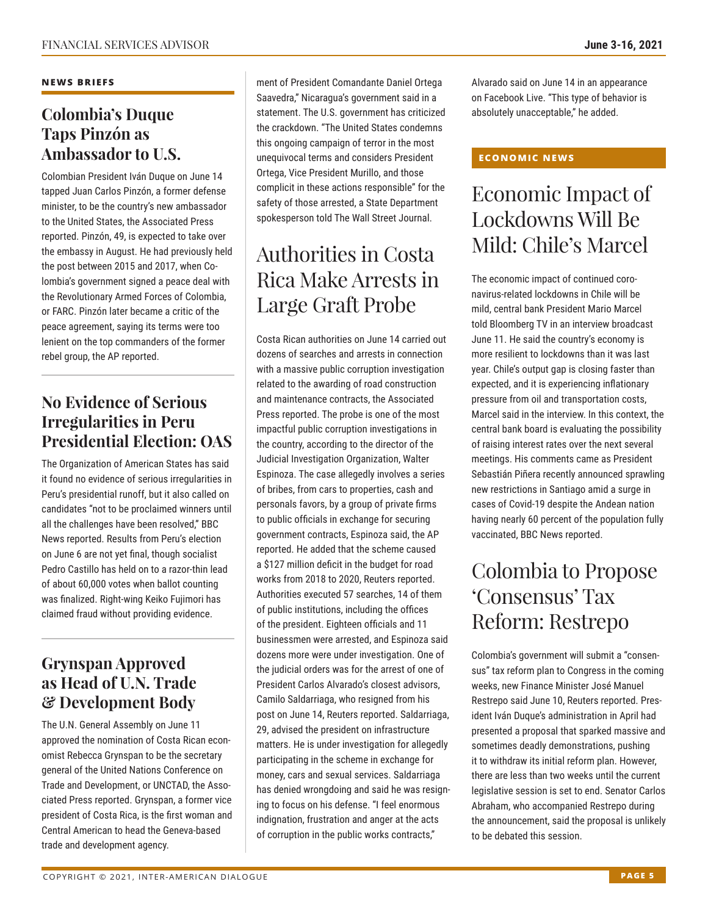## NEWS BRIEFS

### Colombia's Duque Taps Pinzón as Ambassador to U.S.

Colombian President Iván Duque on June 14 tapped Juan Carlos Pinzón, a former defense minister, to be the country's new ambassador to the United States, the Associated Press reported. Pinzón, 49, is expected to take over the embassy in August. He had previously held the post between 2015 and 2017, when Colombia's government signed a peace deal with the Revolutionary Armed Forces of Colombia, or FARC. Pinzón later became a critic of the peace agreement, saying its terms were too lenient on the top commanders of the former rebel group, the AP reported.

### No Evidence of Serious Irregularities in Peru Presidential Election: OAS

The Organization of American States has said it found no evidence of serious irregularities in Peru's presidential runoff, but it also called on candidates "not to be proclaimed winners until all the challenges have been resolved," BBC News reported. Results from Peru's election on June 6 are not yet final, though socialist Pedro Castillo has held on to a razor-thin lead of about 60,000 votes when ballot counting was finalized. Right-wing Keiko Fujimori has claimed fraud without providing evidence.

### Grynspan Approved as Head of U.N. Trade & Development Body

The U.N. General Assembly on June 11 approved the nomination of Costa Rican economist Rebecca Grynspan to be the secretary general of the United Nations Conference on Trade and Development, or UNCTAD, the Associated Press reported. Grynspan, a former vice president of Costa Rica, is the first woman and Central American to head the Geneva-based trade and development agency.

ment of President Comandante Daniel Ortega Saavedra," Nicaragua's government said in a statement. The U.S. government has criticized the crackdown. "The United States condemns this ongoing campaign of terror in the most unequivocal terms and considers President Ortega, Vice President Murillo, and those complicit in these actions responsible" for the safety of those arrested, a State Department spokesperson told The Wall Street Journal.

### Authorities in Costa Rica Make Arrests in Large Graft Probe

Costa Rican authorities on June 14 carried out dozens of searches and arrests in connection with a massive public corruption investigation related to the awarding of road construction and maintenance contracts, the Associated Press reported. The probe is one of the most impactful public corruption investigations in the country, according to the director of the Judicial Investigation Organization, Walter Espinoza. The case allegedly involves a series of bribes, from cars to properties, cash and personals favors, by a group of private firms to public officials in exchange for securing government contracts, Espinoza said, the AP reported. He added that the scheme caused a $127 million deficit in the budget for road works from 2018 to 2020, Reuters reported. Authorities executed 57 searches, 14 of them of public institutions, including the offices of the president. Eighteen officials and 11 businessmen were arrested, and Espinoza said dozens more were under investigation. One of the judicial orders was for the arrest of one of President Carlos Alvarado's closest advisors, Camilo Saldarriaga, who resigned from his post on June 14, Reuters reported. Saldarriaga, 29, advised the president on infrastructure matters. He is under investigation for allegedly participating in the scheme in exchange for money, cars and sexual services. Saldarriaga has denied wrongdoing and said he was resigning to focus on his defense. "I feel enormous indignation, frustration and anger at the acts of corruption in the public works contracts," Alvarado said on June 14 in an appearance on Facebook Live. "This type of behavior is absolutely unacceptable," he added.

## ECONOMIC NEWS

### Economic Impact of Lockdowns Will Be Mild: Chile's Marcel

The economic impact of continued coronavirus-related lockdowns in Chile will be mild, central bank President Mario Marcel told Bloomberg TV in an interview broadcast June 11. He said the country's economy is more resilient to lockdowns than it was last year. Chile's output gap is closing faster than expected, and it is experiencing inflationary pressure from oil and transportation costs, Marcel said in the interview. In this context, the central bank board is evaluating the possibility of raising interest rates over the next several meetings. His comments came as President Sebastián Piñera recently announced sprawling new restrictions in Santiago amid a surge in cases of Covid-19 despite the Andean nation having nearly 60 percent of the population fully vaccinated, BBC News reported.

### Colombia to Propose 'Consensus' Tax Reform: Restrepo

Colombia's government will submit a "consensus" tax reform plan to Congress in the coming weeks, new Finance Minister José Manuel Restrepo said June 10, Reuters reported. President Iván Duque's administration in April had presented a proposal that sparked massive and sometimes deadly demonstrations, pushing it to withdraw its initial reform plan. However, there are less than two weeks until the current legislative session is set to end. Senator Carlos Abraham, who accompanied Restrepo during the announcement, said the proposal is unlikely to be debated this session.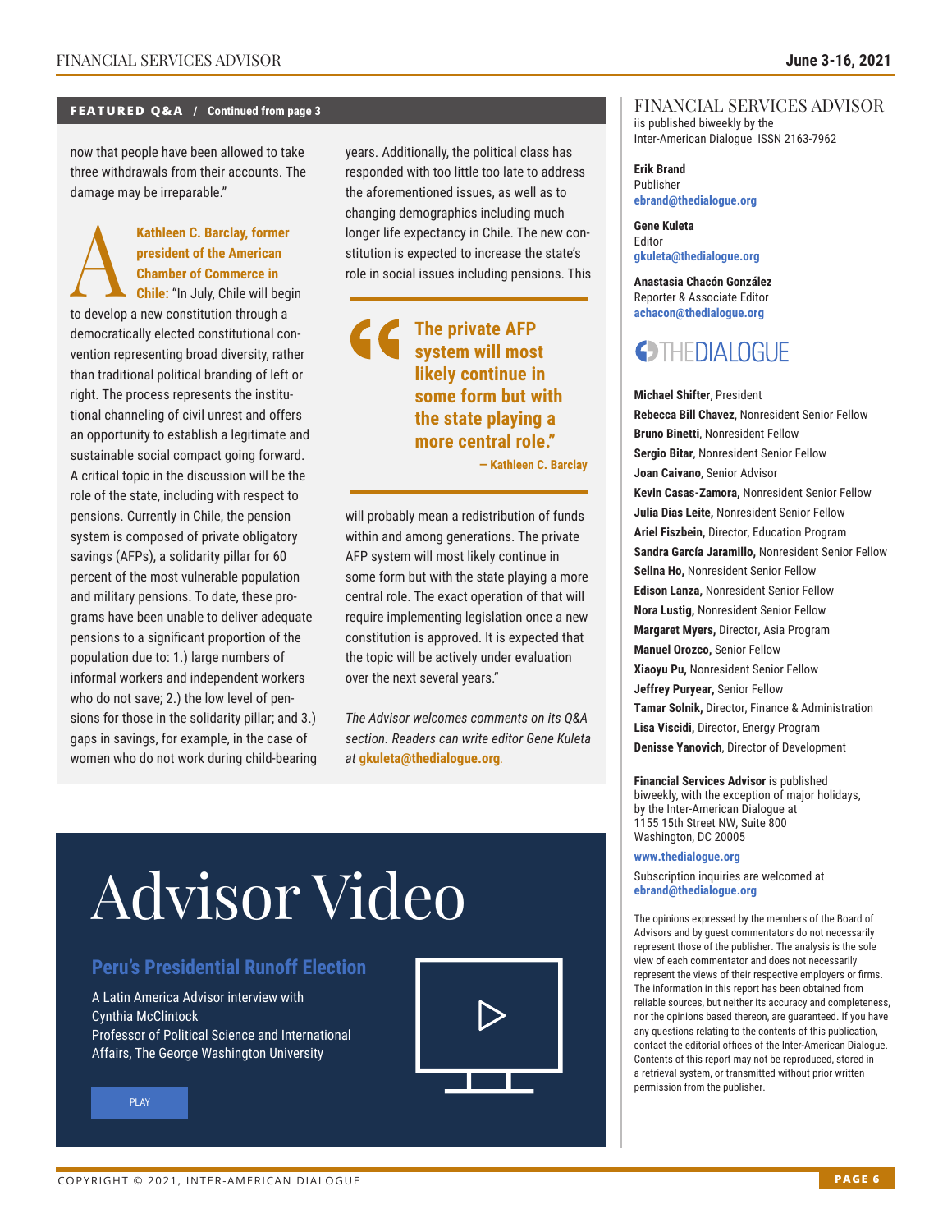**FEATURED Q&A / Continued from page 3**

now that people have been allowed to take three withdrawals from their accounts. The damage may be irreparable."

**A** **Kathleen C. Barclay, former president of the American Chamber of Commerce in Chile:** "In July, Chile will begin to develop a new constitution through a democratically elected constitutional convention representing broad diversity, rather than traditional political branding of left or right. The process represents the institutional channeling of civil unrest and offers an opportunity to establish a legitimate and sustainable social compact going forward. A critical topic in the discussion will be the role of the state, including with respect to pensions. Currently in Chile, the pension system is composed of private obligatory savings (AFPs), a solidarity pillar for 60 percent of the most vulnerable population and military pensions. To date, these programs have been unable to deliver adequate pensions to a significant proportion of the population due to: 1.) large numbers of informal workers and independent workers who do not save; 2.) the low level of pensions for those in the solidarity pillar; and 3.) gaps in savings, for example, in the case of women who do not work during child-bearing years. Additionally, the political class has responded with too little too late to address the aforementioned issues, as well as to changing demographics including much longer life expectancy in Chile. The new constitution is expected to increase the state's role in social issues including pensions. This will probably mean a redistribution of funds within and among generations. The private AFP system will most likely continue in some form but with the state playing a more central role. The exact operation of that will require implementing legislation once a new constitution is approved. It is expected that the topic will be actively under evaluation over the next several years."

> **"The private AFP system will most likely continue in some form but with the state playing a more central role."**
> **— Kathleen C. Barclay**

*The Advisor welcomes comments on its Q&A section. Readers can write editor Gene Kuleta at* **gkuleta@thedialogue.org**.

# Advisor Video

## Peru's Presidential Runoff Election

A Latin America Advisor interview with
Cynthia McClintock
Professor of Political Science and International Affairs, The George Washington University

PLAY

FINANCIAL SERVICES ADVISOR
iis published biweekly by the Inter-American Dialogue ISSN 2163-7962

**Erik Brand**
Publisher
**ebrand@thedialogue.org**

**Gene Kuleta**
Editor
**gkuleta@thedialogue.org**

**Anastasia Chacón González**
Reporter & Associate Editor
**achacon@thedialogue.org**

THEDIALOGUE

**Michael Shifter**, President
**Rebecca Bill Chavez**, Nonresident Senior Fellow
**Bruno Binetti**, Nonresident Fellow
**Sergio Bitar**, Nonresident Senior Fellow
**Joan Caivano**, Senior Advisor
**Kevin Casas-Zamora,** Nonresident Senior Fellow
**Julia Dias Leite,** Nonresident Senior Fellow
**Ariel Fiszbein,** Director, Education Program
**Sandra García Jaramillo,** Nonresident Senior Fellow
**Selina Ho,** Nonresident Senior Fellow
**Edison Lanza,** Nonresident Senior Fellow
**Nora Lustig,** Nonresident Senior Fellow
**Margaret Myers,** Director, Asia Program
**Manuel Orozco,** Senior Fellow
**Xiaoyu Pu,** Nonresident Senior Fellow
**Jeffrey Puryear,** Senior Fellow
**Tamar Solnik,** Director, Finance & Administration
**Lisa Viscidi,** Director, Energy Program
**Denisse Yanovich**, Director of Development

**Financial Services Advisor** is published biweekly, with the exception of major holidays, by the Inter-American Dialogue at
1155 15th Street NW, Suite 800
Washington, DC 20005

**www.thedialogue.org**

Subscription inquiries are welcomed at
**ebrand@thedialogue.org**

The opinions expressed by the members of the Board of Advisors and by guest commentators do not necessarily represent those of the publisher. The analysis is the sole view of each commentator and does not necessarily represent the views of their respective employers or firms. The information in this report has been obtained from reliable sources, but neither its accuracy and completeness, nor the opinions based thereon, are guaranteed. If you have any questions relating to the contents of this publication, contact the editorial offices of the Inter-American Dialogue. Contents of this report may not be reproduced, stored in a retrieval system, or transmitted without prior written permission from the publisher.